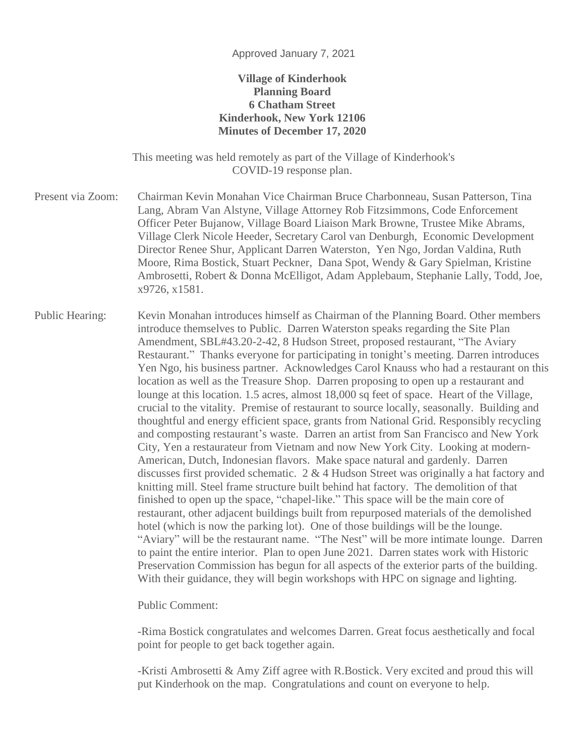Approved January 7, 2021

**Village of Kinderhook**
**Planning Board**
**6 Chatham Street**
**Kinderhook, New York 12106**
**Minutes of December 17, 2020**

This meeting was held remotely as part of the Village of Kinderhook's COVID-19 response plan.

Present via Zoom: Chairman Kevin Monahan Vice Chairman Bruce Charbonneau, Susan Patterson, Tina Lang, Abram Van Alstyne, Village Attorney Rob Fitzsimmons, Code Enforcement Officer Peter Bujanow, Village Board Liaison Mark Browne, Trustee Mike Abrams, Village Clerk Nicole Heeder, Secretary Carol van Denburgh, Economic Development Director Renee Shur, Applicant Darren Waterston, Yen Ngo, Jordan Valdina, Ruth Moore, Rima Bostick, Stuart Peckner, Dana Spot, Wendy & Gary Spielman, Kristine Ambrosetti, Robert & Donna McElligot, Adam Applebaum, Stephanie Lally, Todd, Joe, x9726, x1581.

Public Hearing: Kevin Monahan introduces himself as Chairman of the Planning Board. Other members introduce themselves to Public. Darren Waterston speaks regarding the Site Plan Amendment, SBL#43.20-2-42, 8 Hudson Street, proposed restaurant, "The Aviary Restaurant." Thanks everyone for participating in tonight's meeting. Darren introduces Yen Ngo, his business partner. Acknowledges Carol Knauss who had a restaurant on this location as well as the Treasure Shop. Darren proposing to open up a restaurant and lounge at this location. 1.5 acres, almost 18,000 sq feet of space. Heart of the Village, crucial to the vitality. Premise of restaurant to source locally, seasonally. Building and thoughtful and energy efficient space, grants from National Grid. Responsibly recycling and composting restaurant's waste. Darren an artist from San Francisco and New York City, Yen a restaurateur from Vietnam and now New York City. Looking at modern-American, Dutch, Indonesian flavors. Make space natural and gardenly. Darren discusses first provided schematic. 2 & 4 Hudson Street was originally a hat factory and knitting mill. Steel frame structure built behind hat factory. The demolition of that finished to open up the space, "chapel-like." This space will be the main core of restaurant, other adjacent buildings built from repurposed materials of the demolished hotel (which is now the parking lot). One of those buildings will be the lounge. "Aviary" will be the restaurant name. "The Nest" will be more intimate lounge. Darren to paint the entire interior. Plan to open June 2021. Darren states work with Historic Preservation Commission has begun for all aspects of the exterior parts of the building. With their guidance, they will begin workshops with HPC on signage and lighting.

Public Comment:

-Rima Bostick congratulates and welcomes Darren. Great focus aesthetically and focal point for people to get back together again.

-Kristi Ambrosetti & Amy Ziff agree with R.Bostick. Very excited and proud this will put Kinderhook on the map. Congratulations and count on everyone to help.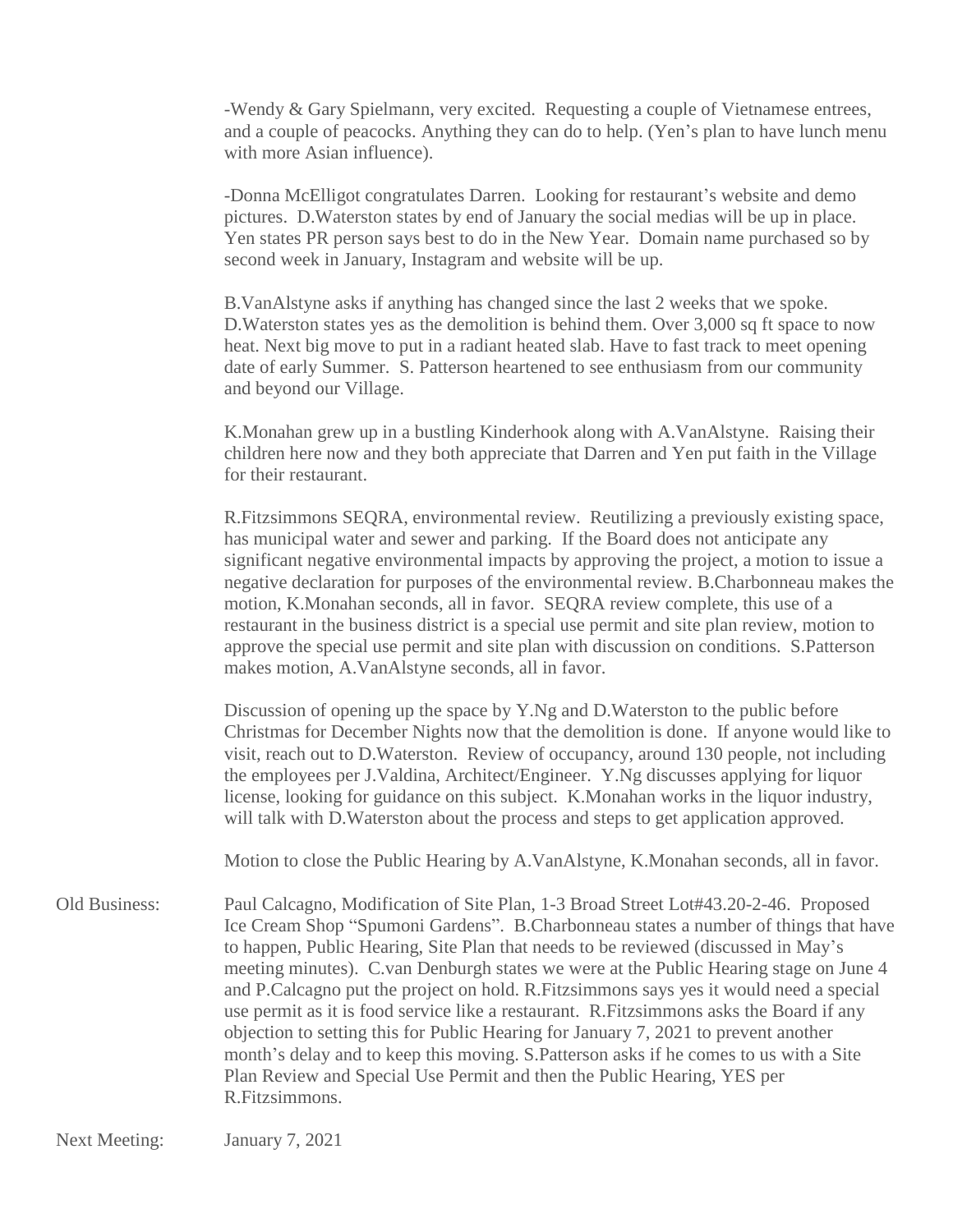-Wendy & Gary Spielmann, very excited. Requesting a couple of Vietnamese entrees, and a couple of peacocks. Anything they can do to help. (Yen's plan to have lunch menu with more Asian influence).

-Donna McElligot congratulates Darren. Looking for restaurant's website and demo pictures. D.Waterston states by end of January the social medias will be up in place. Yen states PR person says best to do in the New Year. Domain name purchased so by second week in January, Instagram and website will be up.

B.VanAlstyne asks if anything has changed since the last 2 weeks that we spoke. D.Waterston states yes as the demolition is behind them. Over 3,000 sq ft space to now heat. Next big move to put in a radiant heated slab. Have to fast track to meet opening date of early Summer. S. Patterson heartened to see enthusiasm from our community and beyond our Village.

K.Monahan grew up in a bustling Kinderhook along with A.VanAlstyne. Raising their children here now and they both appreciate that Darren and Yen put faith in the Village for their restaurant.

R.Fitzsimmons SEQRA, environmental review. Reutilizing a previously existing space, has municipal water and sewer and parking. If the Board does not anticipate any significant negative environmental impacts by approving the project, a motion to issue a negative declaration for purposes of the environmental review. B.Charbonneau makes the motion, K.Monahan seconds, all in favor. SEQRA review complete, this use of a restaurant in the business district is a special use permit and site plan review, motion to approve the special use permit and site plan with discussion on conditions. S.Patterson makes motion, A.VanAlstyne seconds, all in favor.

Discussion of opening up the space by Y.Ng and D.Waterston to the public before Christmas for December Nights now that the demolition is done. If anyone would like to visit, reach out to D.Waterston. Review of occupancy, around 130 people, not including the employees per J.Valdina, Architect/Engineer. Y.Ng discusses applying for liquor license, looking for guidance on this subject. K.Monahan works in the liquor industry, will talk with D.Waterston about the process and steps to get application approved.

Motion to close the Public Hearing by A.VanAlstyne, K.Monahan seconds, all in favor.

Old Business: Paul Calcagno, Modification of Site Plan, 1-3 Broad Street Lot#43.20-2-46. Proposed Ice Cream Shop "Spumoni Gardens". B.Charbonneau states a number of things that have to happen, Public Hearing, Site Plan that needs to be reviewed (discussed in May's meeting minutes). C.van Denburgh states we were at the Public Hearing stage on June 4 and P.Calcagno put the project on hold. R.Fitzsimmons says yes it would need a special use permit as it is food service like a restaurant. R.Fitzsimmons asks the Board if any objection to setting this for Public Hearing for January 7, 2021 to prevent another month's delay and to keep this moving. S.Patterson asks if he comes to us with a Site Plan Review and Special Use Permit and then the Public Hearing, YES per R.Fitzsimmons.

Next Meeting: January 7, 2021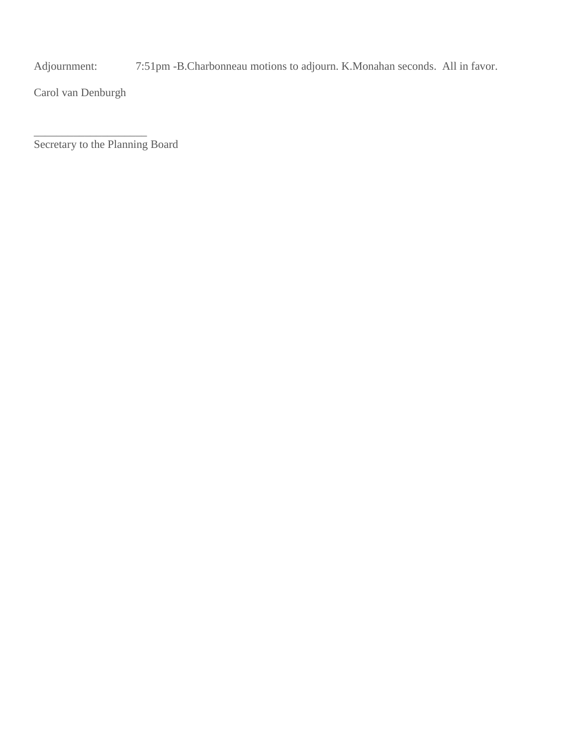Adjournment: 7:51pm -B.Charbonneau motions to adjourn. K.Monahan seconds. All in favor.

Carol van Denburgh

____________________

Secretary to the Planning Board